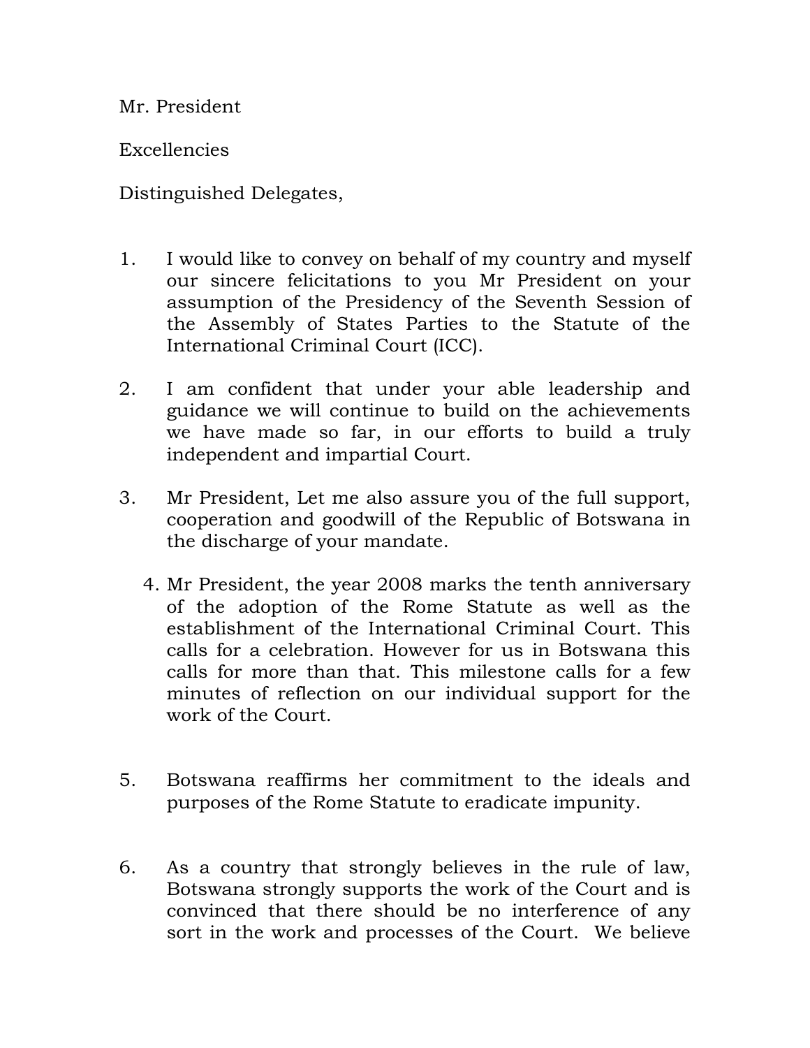Mr. President

Excellencies

Distinguished Delegates,

1. I would like to convey on behalf of my country and myself our sincere felicitations to you Mr President on your assumption of the Presidency of the Seventh Session of the Assembly of States Parties to the Statute of the International Criminal Court (ICC).

2. I am confident that under your able leadership and guidance we will continue to build on the achievements we have made so far, in our efforts to build a truly independent and impartial Court.

3. Mr President, Let me also assure you of the full support, cooperation and goodwill of the Republic of Botswana in the discharge of your mandate.

4. Mr President, the year 2008 marks the tenth anniversary of the adoption of the Rome Statute as well as the establishment of the International Criminal Court. This calls for a celebration. However for us in Botswana this calls for more than that. This milestone calls for a few minutes of reflection on our individual support for the work of the Court.

5. Botswana reaffirms her commitment to the ideals and purposes of the Rome Statute to eradicate impunity.

6. As a country that strongly believes in the rule of law, Botswana strongly supports the work of the Court and is convinced that there should be no interference of any sort in the work and processes of the Court. We believe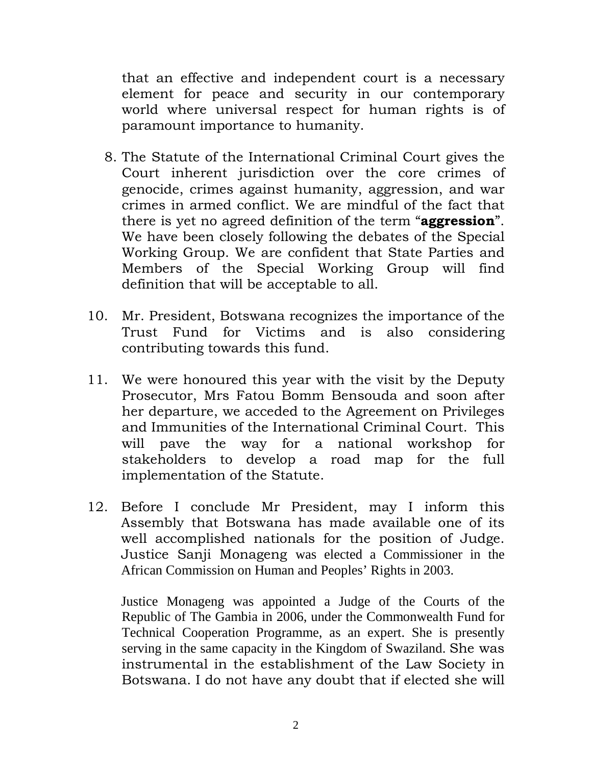that an effective and independent court is a necessary element for peace and security in our contemporary world where universal respect for human rights is of paramount importance to humanity.

8. The Statute of the International Criminal Court gives the Court inherent jurisdiction over the core crimes of genocide, crimes against humanity, aggression, and war crimes in armed conflict. We are mindful of the fact that there is yet no agreed definition of the term "**aggression**". We have been closely following the debates of the Special Working Group. We are confident that State Parties and Members of the Special Working Group will find definition that will be acceptable to all.

10. Mr. President, Botswana recognizes the importance of the Trust Fund for Victims and is also considering contributing towards this fund.

11. We were honoured this year with the visit by the Deputy Prosecutor, Mrs Fatou Bomm Bensouda and soon after her departure, we acceded to the Agreement on Privileges and Immunities of the International Criminal Court. This will pave the way for a national workshop for stakeholders to develop a road map for the full implementation of the Statute.

12. Before I conclude Mr President, may I inform this Assembly that Botswana has made available one of its well accomplished nationals for the position of Judge. Justice Sanji Monageng was elected a Commissioner in the African Commission on Human and Peoples' Rights in 2003.

    Justice Monageng was appointed a Judge of the Courts of the Republic of The Gambia in 2006, under the Commonwealth Fund for Technical Cooperation Programme, as an expert. She is presently serving in the same capacity in the Kingdom of Swaziland. She was instrumental in the establishment of the Law Society in Botswana. I do not have any doubt that if elected she will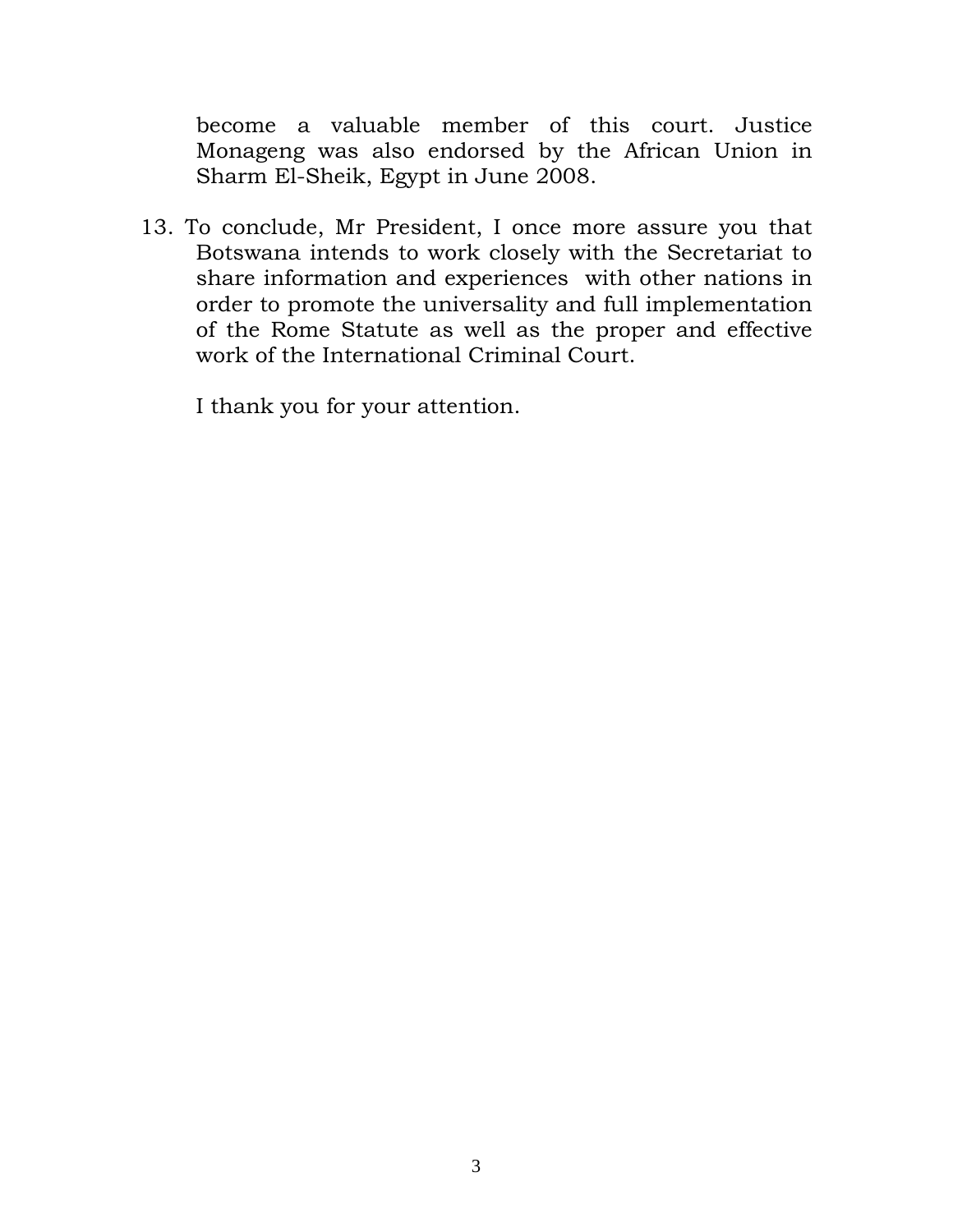become a valuable member of this court. Justice Monageng was also endorsed by the African Union in Sharm El-Sheik, Egypt in June 2008.

13. To conclude, Mr President, I once more assure you that Botswana intends to work closely with the Secretariat to share information and experiences with other nations in order to promote the universality and full implementation of the Rome Statute as well as the proper and effective work of the International Criminal Court.

I thank you for your attention.